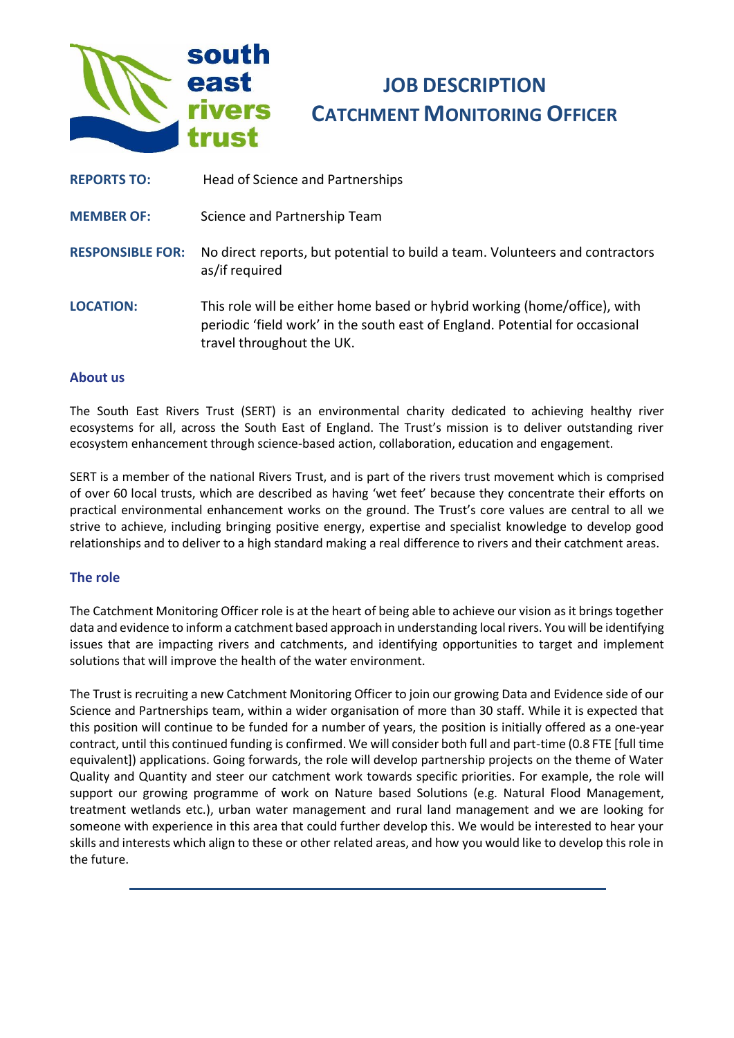south east rivers trust

# JOB DESCRIPTION
## CATCHMENT MONITORING OFFICER

**REPORTS TO:** Head of Science and Partnerships

**MEMBER OF:** Science and Partnership Team

**RESPONSIBLE FOR:** No direct reports, but potential to build a team. Volunteers and contractors as/if required

**LOCATION:** This role will be either home based or hybrid working (home/office), with periodic 'field work' in the south east of England. Potential for occasional travel throughout the UK.

### About us

The South East Rivers Trust (SERT) is an environmental charity dedicated to achieving healthy river ecosystems for all, across the South East of England. The Trust's mission is to deliver outstanding river ecosystem enhancement through science-based action, collaboration, education and engagement.

SERT is a member of the national Rivers Trust, and is part of the rivers trust movement which is comprised of over 60 local trusts, which are described as having 'wet feet' because they concentrate their efforts on practical environmental enhancement works on the ground. The Trust's core values are central to all we strive to achieve, including bringing positive energy, expertise and specialist knowledge to develop good relationships and to deliver to a high standard making a real difference to rivers and their catchment areas.

### The role

The Catchment Monitoring Officer role is at the heart of being able to achieve our vision as it brings together data and evidence to inform a catchment based approach in understanding local rivers. You will be identifying issues that are impacting rivers and catchments, and identifying opportunities to target and implement solutions that will improve the health of the water environment.

The Trust is recruiting a new Catchment Monitoring Officer to join our growing Data and Evidence side of our Science and Partnerships team, within a wider organisation of more than 30 staff. While it is expected that this position will continue to be funded for a number of years, the position is initially offered as a one-year contract, until this continued funding is confirmed. We will consider both full and part-time (0.8 FTE [full time equivalent]) applications. Going forwards, the role will develop partnership projects on the theme of Water Quality and Quantity and steer our catchment work towards specific priorities. For example, the role will support our growing programme of work on Nature based Solutions (e.g. Natural Flood Management, treatment wetlands etc.), urban water management and rural land management and we are looking for someone with experience in this area that could further develop this. We would be interested to hear your skills and interests which align to these or other related areas, and how you would like to develop this role in the future.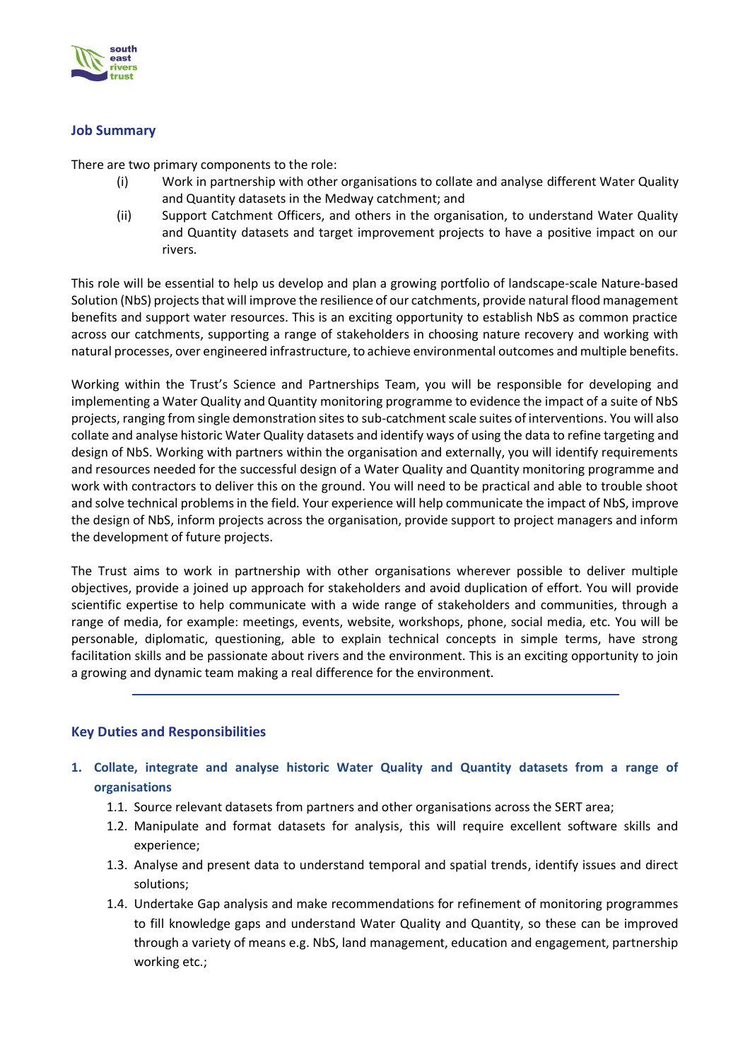## Job Summary

There are two primary components to the role:

(i) Work in partnership with other organisations to collate and analyse different Water Quality and Quantity datasets in the Medway catchment; and

(ii) Support Catchment Officers, and others in the organisation, to understand Water Quality and Quantity datasets and target improvement projects to have a positive impact on our rivers.

This role will be essential to help us develop and plan a growing portfolio of landscape-scale Nature-based Solution (NbS) projects that will improve the resilience of our catchments, provide natural flood management benefits and support water resources. This is an exciting opportunity to establish NbS as common practice across our catchments, supporting a range of stakeholders in choosing nature recovery and working with natural processes, over engineered infrastructure, to achieve environmental outcomes and multiple benefits.

Working within the Trust's Science and Partnerships Team, you will be responsible for developing and implementing a Water Quality and Quantity monitoring programme to evidence the impact of a suite of NbS projects, ranging from single demonstration sites to sub-catchment scale suites of interventions. You will also collate and analyse historic Water Quality datasets and identify ways of using the data to refine targeting and design of NbS. Working with partners within the organisation and externally, you will identify requirements and resources needed for the successful design of a Water Quality and Quantity monitoring programme and work with contractors to deliver this on the ground. You will need to be practical and able to trouble shoot and solve technical problems in the field. Your experience will help communicate the impact of NbS, improve the design of NbS, inform projects across the organisation, provide support to project managers and inform the development of future projects.

The Trust aims to work in partnership with other organisations wherever possible to deliver multiple objectives, provide a joined up approach for stakeholders and avoid duplication of effort. You will provide scientific expertise to help communicate with a wide range of stakeholders and communities, through a range of media, for example: meetings, events, website, workshops, phone, social media, etc. You will be personable, diplomatic, questioning, able to explain technical concepts in simple terms, have strong facilitation skills and be passionate about rivers and the environment. This is an exciting opportunity to join a growing and dynamic team making a real difference for the environment.

---

## Key Duties and Responsibilities

1. **Collate, integrate and analyse historic Water Quality and Quantity datasets from a range of organisations**
   - 1.1. Source relevant datasets from partners and other organisations across the SERT area;
   - 1.2. Manipulate and format datasets for analysis, this will require excellent software skills and experience;
   - 1.3. Analyse and present data to understand temporal and spatial trends, identify issues and direct solutions;
   - 1.4. Undertake Gap analysis and make recommendations for refinement of monitoring programmes to fill knowledge gaps and understand Water Quality and Quantity, so these can be improved through a variety of means e.g. NbS, land management, education and engagement, partnership working etc.;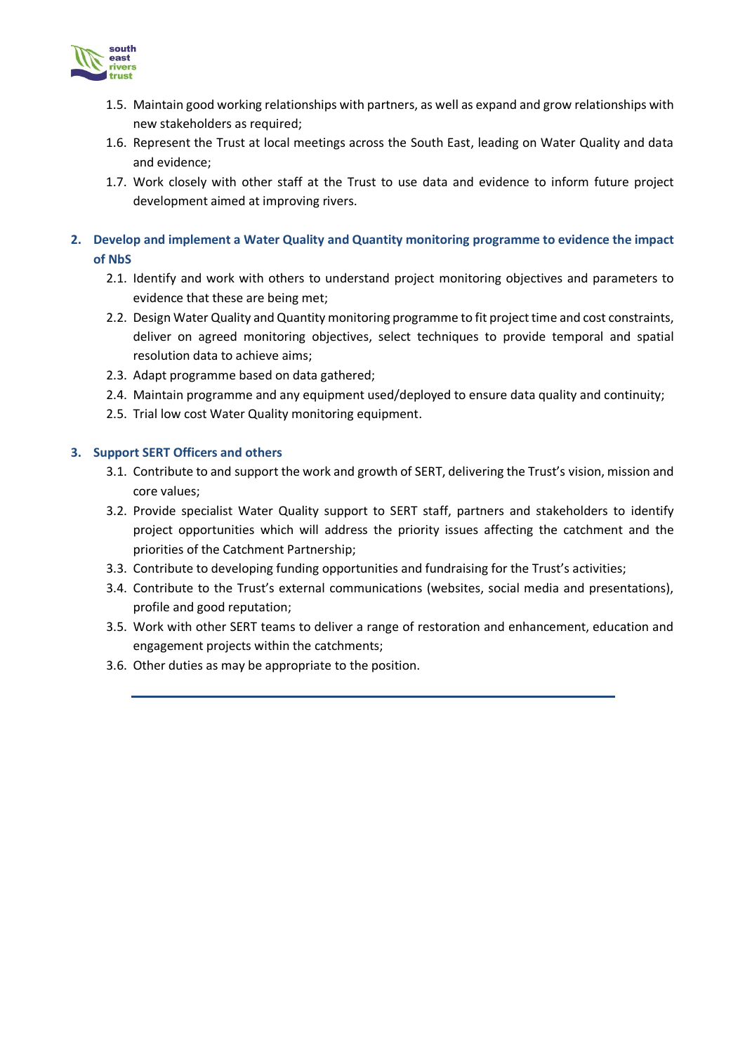1.5. Maintain good working relationships with partners, as well as expand and grow relationships with new stakeholders as required;

1.6. Represent the Trust at local meetings across the South East, leading on Water Quality and data and evidence;

1.7. Work closely with other staff at the Trust to use data and evidence to inform future project development aimed at improving rivers.

**2. Develop and implement a Water Quality and Quantity monitoring programme to evidence the impact of NbS**

2.1. Identify and work with others to understand project monitoring objectives and parameters to evidence that these are being met;

2.2. Design Water Quality and Quantity monitoring programme to fit project time and cost constraints, deliver on agreed monitoring objectives, select techniques to provide temporal and spatial resolution data to achieve aims;

2.3. Adapt programme based on data gathered;

2.4. Maintain programme and any equipment used/deployed to ensure data quality and continuity;

2.5. Trial low cost Water Quality monitoring equipment.

**3. Support SERT Officers and others**

3.1. Contribute to and support the work and growth of SERT, delivering the Trust's vision, mission and core values;

3.2. Provide specialist Water Quality support to SERT staff, partners and stakeholders to identify project opportunities which will address the priority issues affecting the catchment and the priorities of the Catchment Partnership;

3.3. Contribute to developing funding opportunities and fundraising for the Trust's activities;

3.4. Contribute to the Trust's external communications (websites, social media and presentations), profile and good reputation;

3.5. Work with other SERT teams to deliver a range of restoration and enhancement, education and engagement projects within the catchments;

3.6. Other duties as may be appropriate to the position.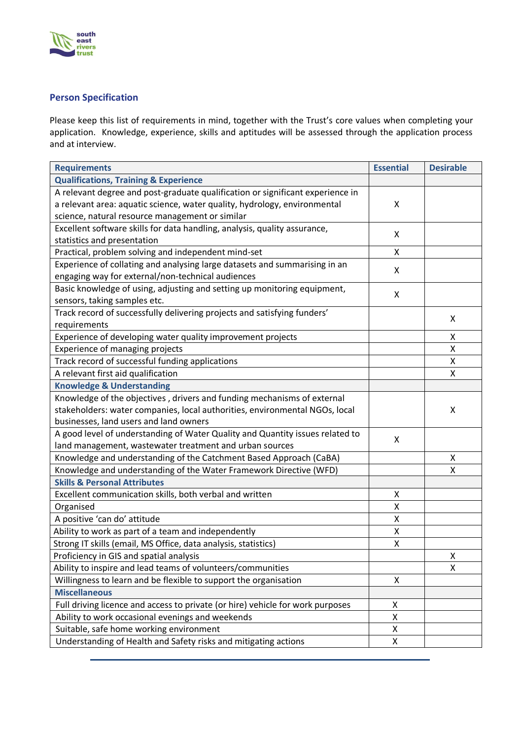## Person Specification

Please keep this list of requirements in mind, together with the Trust's core values when completing your application. Knowledge, experience, skills and aptitudes will be assessed through the application process and at interview.

| Requirements | Essential | Desirable |
|---|---|---|
| **Qualifications, Training & Experience** | | |
| A relevant degree and post-graduate qualification or significant experience in a relevant area: aquatic science, water quality, hydrology, environmental science, natural resource management or similar | X | |
| Excellent software skills for data handling, analysis, quality assurance, statistics and presentation | X | |
| Practical, problem solving and independent mind-set | X | |
| Experience of collating and analysing large datasets and summarising in an engaging way for external/non-technical audiences | X | |
| Basic knowledge of using, adjusting and setting up monitoring equipment, sensors, taking samples etc. | X | |
| Track record of successfully delivering projects and satisfying funders' requirements | | X |
| Experience of developing water quality improvement projects | | X |
| Experience of managing projects | | X |
| Track record of successful funding applications | | X |
| A relevant first aid qualification | | X |
| **Knowledge & Understanding** | | |
| Knowledge of the objectives , drivers and funding mechanisms of external stakeholders: water companies, local authorities, environmental NGOs, local businesses, land users and land owners | | X |
| A good level of understanding of Water Quality and Quantity issues related to land management, wastewater treatment and urban sources | X | |
| Knowledge and understanding of the Catchment Based Approach (CaBA) | | X |
| Knowledge and understanding of the Water Framework Directive (WFD) | | X |
| **Skills & Personal Attributes** | | |
| Excellent communication skills, both verbal and written | X | |
| Organised | X | |
| A positive 'can do' attitude | X | |
| Ability to work as part of a team and independently | X | |
| Strong IT skills (email, MS Office, data analysis, statistics) | X | |
| Proficiency in GIS and spatial analysis | | X |
| Ability to inspire and lead teams of volunteers/communities | | X |
| Willingness to learn and be flexible to support the organisation | X | |
| **Miscellaneous** | | |
| Full driving licence and access to private (or hire) vehicle for work purposes | X | |
| Ability to work occasional evenings and weekends | X | |
| Suitable, safe home working environment | X | |
| Understanding of Health and Safety risks and mitigating actions | X | |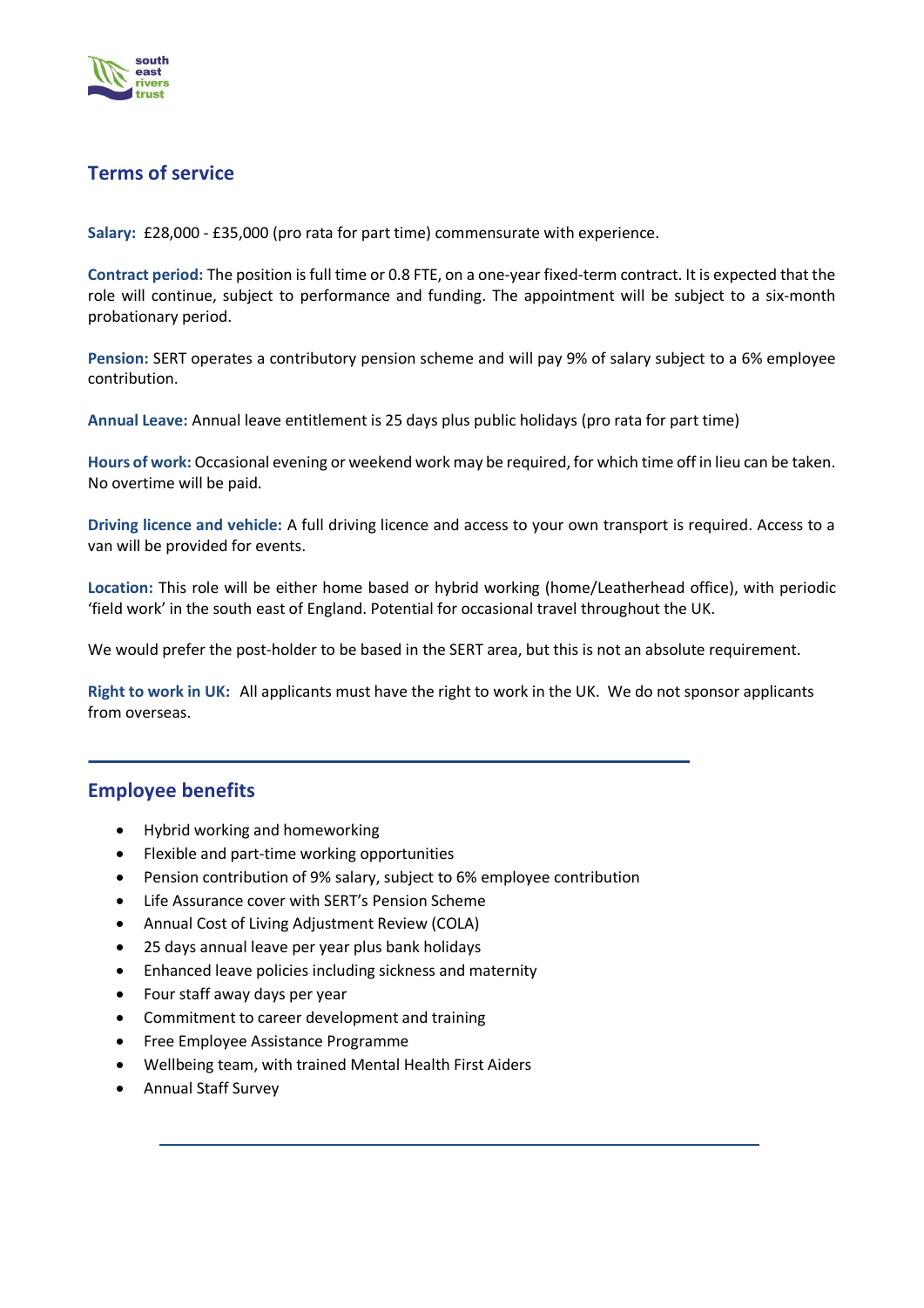## Terms of service

**Salary:** £28,000 - £35,000 (pro rata for part time) commensurate with experience.

**Contract period:** The position is full time or 0.8 FTE, on a one-year fixed-term contract. It is expected that the role will continue, subject to performance and funding. The appointment will be subject to a six-month probationary period.

**Pension:** SERT operates a contributory pension scheme and will pay 9% of salary subject to a 6% employee contribution.

**Annual Leave:** Annual leave entitlement is 25 days plus public holidays (pro rata for part time)

**Hours of work:** Occasional evening or weekend work may be required, for which time off in lieu can be taken. No overtime will be paid.

**Driving licence and vehicle:** A full driving licence and access to your own transport is required. Access to a van will be provided for events.

**Location:** This role will be either home based or hybrid working (home/Leatherhead office), with periodic 'field work' in the south east of England. Potential for occasional travel throughout the UK.

We would prefer the post-holder to be based in the SERT area, but this is not an absolute requirement.

**Right to work in UK:** All applicants must have the right to work in the UK. We do not sponsor applicants from overseas.

---

## Employee benefits

- Hybrid working and homeworking
- Flexible and part-time working opportunities
- Pension contribution of 9% salary, subject to 6% employee contribution
- Life Assurance cover with SERT's Pension Scheme
- Annual Cost of Living Adjustment Review (COLA)
- 25 days annual leave per year plus bank holidays
- Enhanced leave policies including sickness and maternity
- Four staff away days per year
- Commitment to career development and training
- Free Employee Assistance Programme
- Wellbeing team, with trained Mental Health First Aiders
- Annual Staff Survey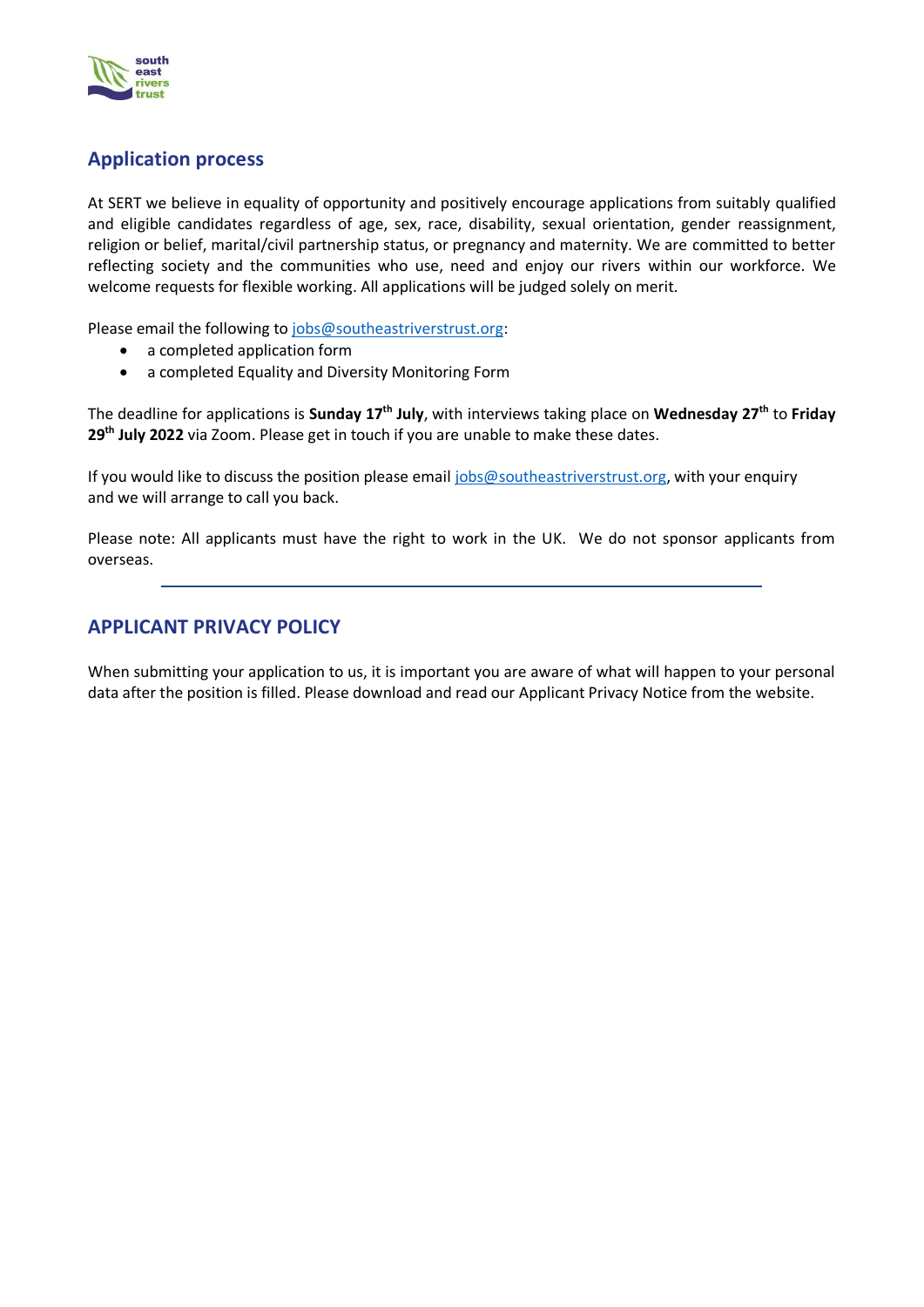## Application process

At SERT we believe in equality of opportunity and positively encourage applications from suitably qualified and eligible candidates regardless of age, sex, race, disability, sexual orientation, gender reassignment, religion or belief, marital/civil partnership status, or pregnancy and maternity. We are committed to better reflecting society and the communities who use, need and enjoy our rivers within our workforce. We welcome requests for flexible working. All applications will be judged solely on merit.

Please email the following to jobs@southeastriverstrust.org:

- a completed application form
- a completed Equality and Diversity Monitoring Form

The deadline for applications is **Sunday 17th July**, with interviews taking place on **Wednesday 27th** to **Friday 29th July 2022** via Zoom. Please get in touch if you are unable to make these dates.

If you would like to discuss the position please email jobs@southeastriverstrust.org, with your enquiry and we will arrange to call you back.

Please note: All applicants must have the right to work in the UK. We do not sponsor applicants from overseas.

---

## APPLICANT PRIVACY POLICY

When submitting your application to us, it is important you are aware of what will happen to your personal data after the position is filled. Please download and read our Applicant Privacy Notice from the website.